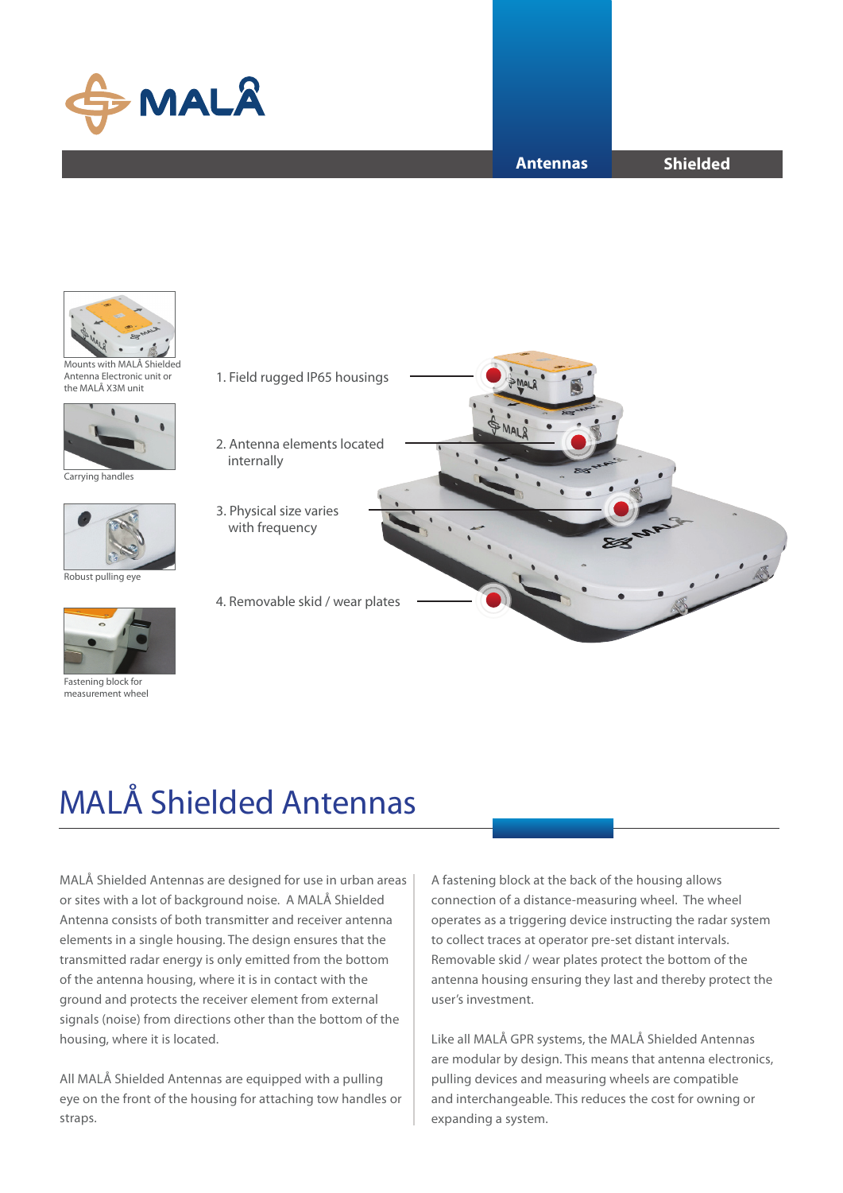MALÅ

Antennas | Shielded

Mounts with MALÅ Shielded Antenna Electronic unit or the MALÅ X3M unit

Carrying handles

Robust pulling eye

Fastening block for measurement wheel

1. Field rugged IP65 housings
2. Antenna elements located internally
3. Physical size varies with frequency
4. Removable skid / wear plates

# MALÅ Shielded Antennas

MALÅ Shielded Antennas are designed for use in urban areas or sites with a lot of background noise. A MALÅ Shielded Antenna consists of both transmitter and receiver antenna elements in a single housing. The design ensures that the transmitted radar energy is only emitted from the bottom of the antenna housing, where it is in contact with the ground and protects the receiver element from external signals (noise) from directions other than the bottom of the housing, where it is located.

All MALÅ Shielded Antennas are equipped with a pulling eye on the front of the housing for attaching tow handles or straps.

A fastening block at the back of the housing allows connection of a distance-measuring wheel. The wheel operates as a triggering device instructing the radar system to collect traces at operator pre-set distant intervals. Removable skid / wear plates protect the bottom of the antenna housing ensuring they last and thereby protect the user's investment.

Like all MALÅ GPR systems, the MALÅ Shielded Antennas are modular by design. This means that antenna electronics, pulling devices and measuring wheels are compatible and interchangeable. This reduces the cost for owning or expanding a system.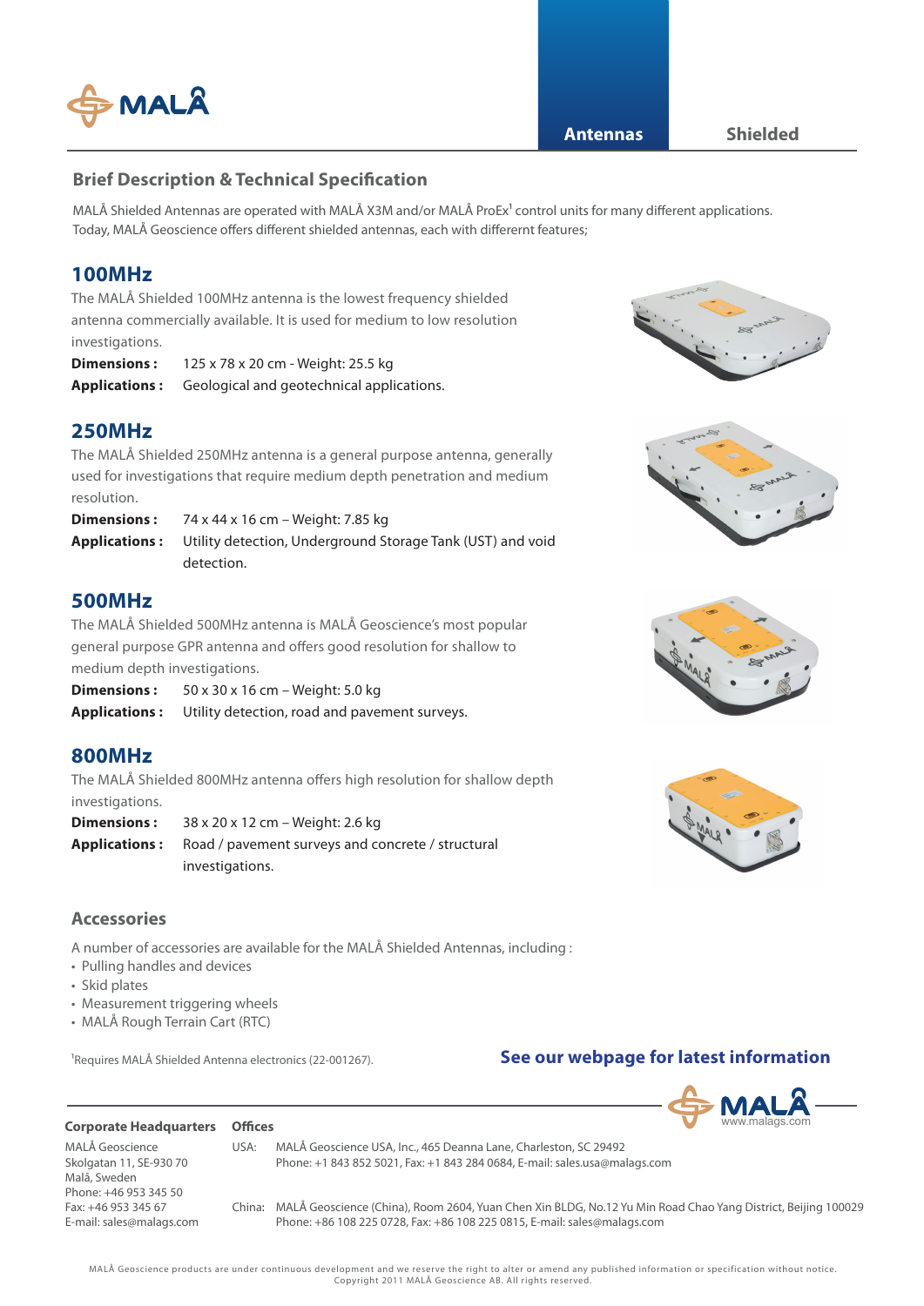Antennas | Shielded

## Brief Description & Technical Specification

MALÅ Shielded Antennas are operated with MALÅ X3M and/or MALÅ ProEx[1] control units for many different applications. Today, MALÅ Geoscience offers different shielded antennas, each with differernt features;

### 100MHz

The MALÅ Shielded 100MHz antenna is the lowest frequency shielded antenna commercially available. It is used for medium to low resolution investigations.

**Dimensions :** 125 x 78 x 20 cm - Weight: 25.5 kg

**Applications :** Geological and geotechnical applications.

### 250MHz

The MALÅ Shielded 250MHz antenna is a general purpose antenna, generally used for investigations that require medium depth penetration and medium resolution.

**Dimensions :** 74 x 44 x 16 cm – Weight: 7.85 kg

**Applications :** Utility detection, Underground Storage Tank (UST) and void detection.

### 500MHz

The MALÅ Shielded 500MHz antenna is MALÅ Geoscience's most popular general purpose GPR antenna and offers good resolution for shallow to medium depth investigations.

**Dimensions :** 50 x 30 x 16 cm – Weight: 5.0 kg

**Applications :** Utility detection, road and pavement surveys.

### 800MHz

The MALÅ Shielded 800MHz antenna offers high resolution for shallow depth investigations.

**Dimensions :** 38 x 20 x 12 cm – Weight: 2.6 kg

**Applications :** Road / pavement surveys and concrete / structural investigations.

## Accessories

A number of accessories are available for the MALÅ Shielded Antennas, including :

- Pulling handles and devices
- Skid plates
- Measurement triggering wheels
- MALÅ Rough Terrain Cart (RTC)

[1]Requires MALÅ Shielded Antenna electronics (22-001267).

**See our webpage for latest information**

www.malags.com

**Corporate Headquarters**

MALÅ Geoscience
Skolgatan 11, SE-930 70
Malå, Sweden
Phone: +46 953 345 50
Fax: +46 953 345 67
E-mail: sales@malags.com

**Offices**

USA: MALÅ Geoscience USA, Inc., 465 Deanna Lane, Charleston, SC 29492
Phone: +1 843 852 5021, Fax: +1 843 284 0684, E-mail: sales.usa@malags.com

China: MALÅ Geoscience (China), Room 2604, Yuan Chen Xin BLDG, No.12 Yu Min Road Chao Yang District, Beijing 100029
Phone: +86 108 225 0728, Fax: +86 108 225 0815, E-mail: sales@malags.com

MALÅ Geoscience products are under continuous development and we reserve the right to alter or amend any published information or specification without notice.
Copyright 2011 MALÅ Geoscience AB. All rights reserved.